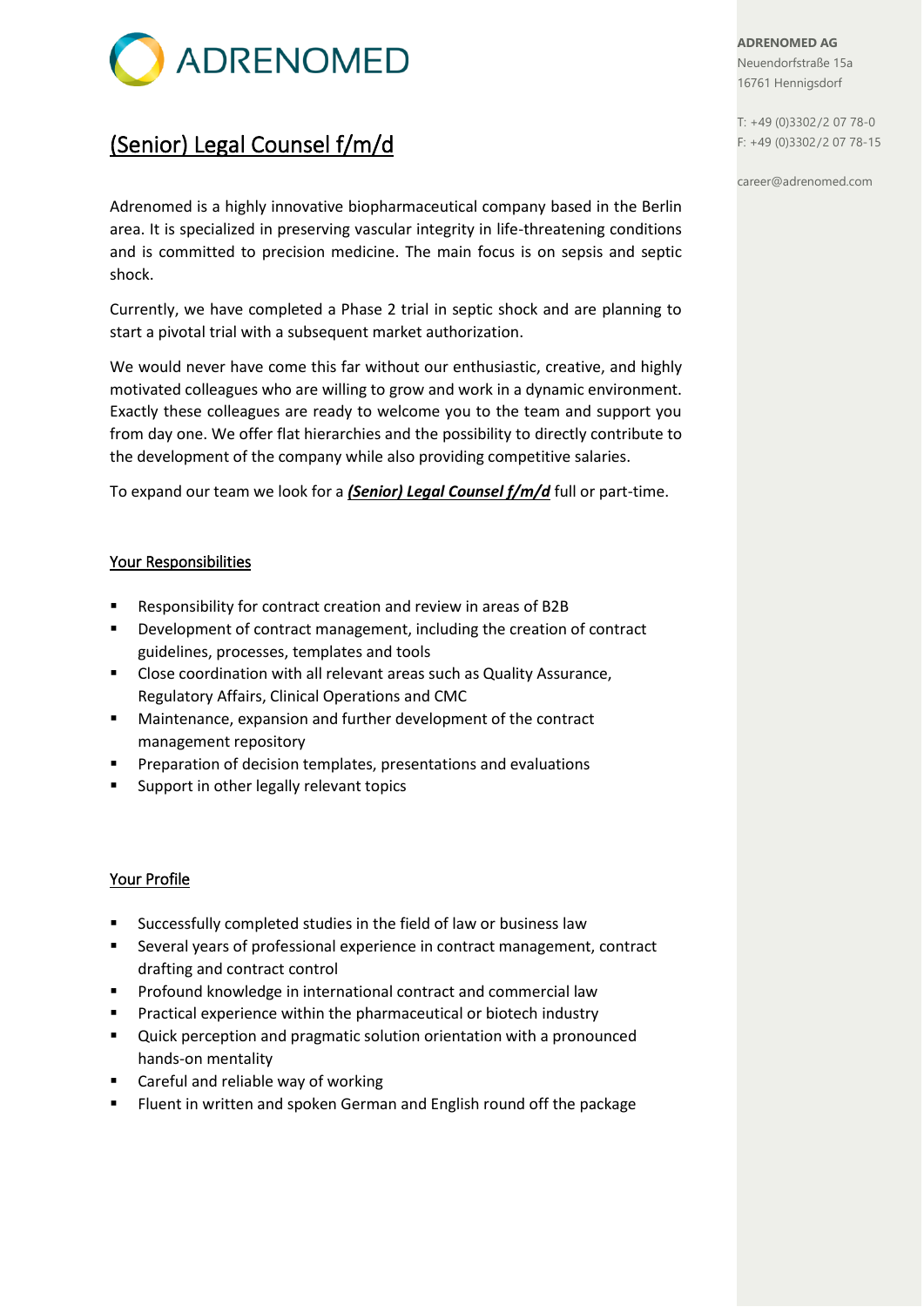# ADRENOMED

**ADRENOMED AG**
Neuendorfstraße 15a
16761 Hennigsdorf

T: +49 (0)3302/2 07 78-0
F: +49 (0)3302/2 07 78-15

career@adrenomed.com

## (Senior) Legal Counsel f/m/d

Adrenomed is a highly innovative biopharmaceutical company based in the Berlin area. It is specialized in preserving vascular integrity in life-threatening conditions and is committed to precision medicine. The main focus is on sepsis and septic shock.

Currently, we have completed a Phase 2 trial in septic shock and are planning to start a pivotal trial with a subsequent market authorization.

We would never have come this far without our enthusiastic, creative, and highly motivated colleagues who are willing to grow and work in a dynamic environment. Exactly these colleagues are ready to welcome you to the team and support you from day one. We offer flat hierarchies and the possibility to directly contribute to the development of the company while also providing competitive salaries.

To expand our team we look for a ***(Senior) Legal Counsel f/m/d*** full or part-time.

### Your Responsibilities

- Responsibility for contract creation and review in areas of B2B
- Development of contract management, including the creation of contract guidelines, processes, templates and tools
- Close coordination with all relevant areas such as Quality Assurance, Regulatory Affairs, Clinical Operations and CMC
- Maintenance, expansion and further development of the contract management repository
- Preparation of decision templates, presentations and evaluations
- Support in other legally relevant topics

### Your Profile

- Successfully completed studies in the field of law or business law
- Several years of professional experience in contract management, contract drafting and contract control
- Profound knowledge in international contract and commercial law
- Practical experience within the pharmaceutical or biotech industry
- Quick perception and pragmatic solution orientation with a pronounced hands-on mentality
- Careful and reliable way of working
- Fluent in written and spoken German and English round off the package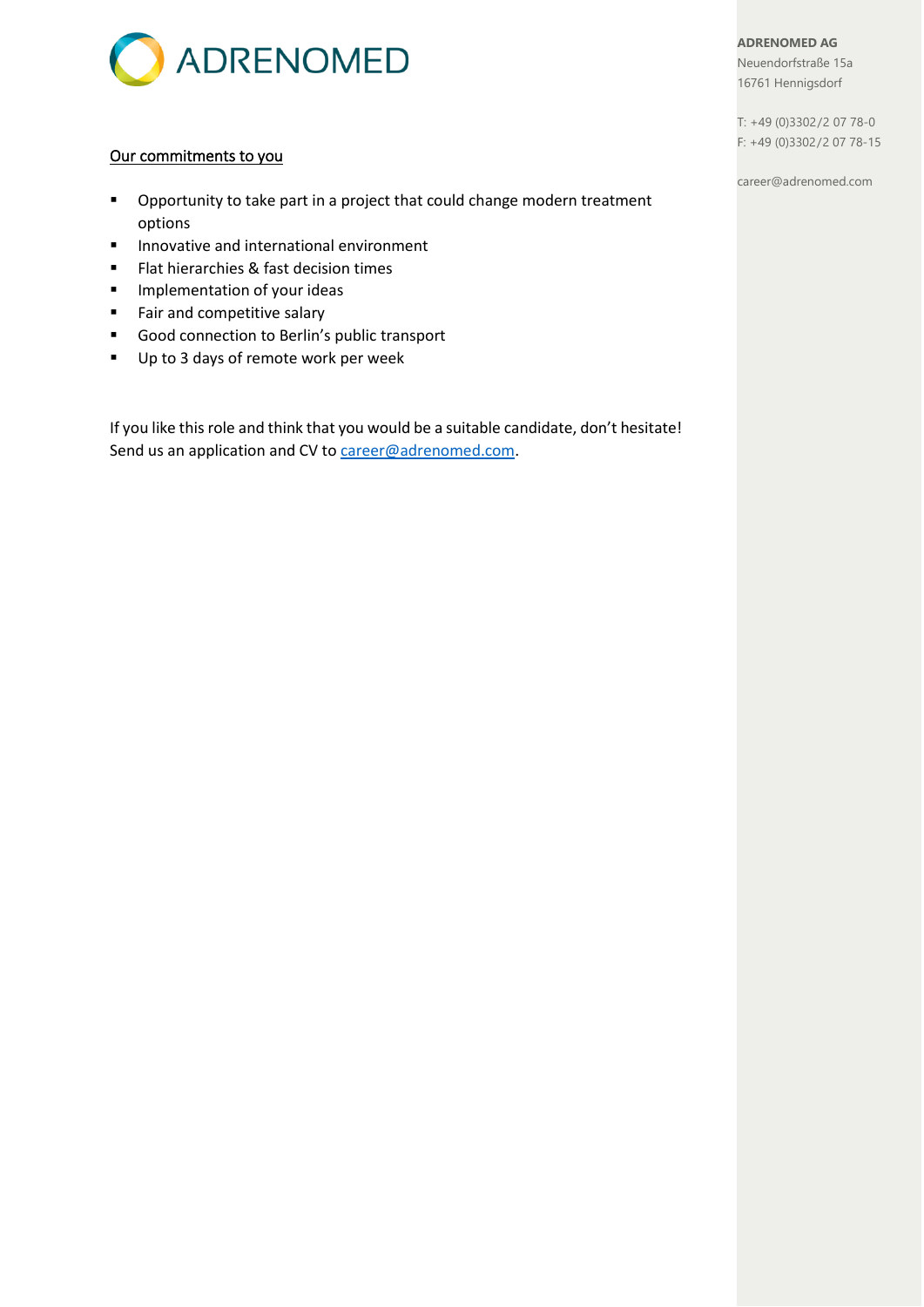ADRENOMED AG
Neuendorfstraße 15a
16761 Hennigsdorf

T: +49 (0)3302/2 07 78-0
F: +49 (0)3302/2 07 78-15

career@adrenomed.com

Our commitments to you

- Opportunity to take part in a project that could change modern treatment options
- Innovative and international environment
- Flat hierarchies & fast decision times
- Implementation of your ideas
- Fair and competitive salary
- Good connection to Berlin's public transport
- Up to 3 days of remote work per week

If you like this role and think that you would be a suitable candidate, don't hesitate! Send us an application and CV to career@adrenomed.com.